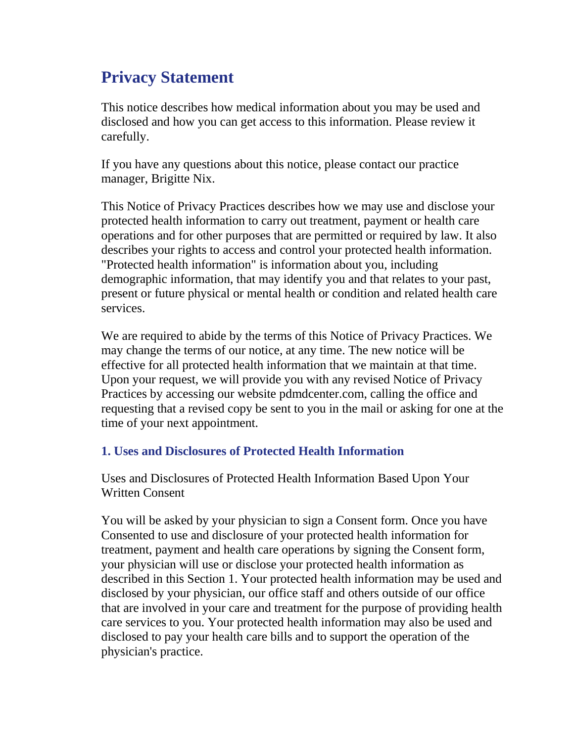# Privacy Statement

This notice describes how medical information about you may be used and disclosed and how you can get access to this information. Please review it carefully.

If you have any questions about this notice, please contact our practice manager, Brigitte Nix.

This Notice of Privacy Practices describes how we may use and disclose your protected health information to carry out treatment, payment or health care operations and for other purposes that are permitted or required by law. It also describes your rights to access and control your protected health information. "Protected health information" is information about you, including demographic information, that may identify you and that relates to your past, present or future physical or mental health or condition and related health care services.

We are required to abide by the terms of this Notice of Privacy Practices. We may change the terms of our notice, at any time. The new notice will be effective for all protected health information that we maintain at that time. Upon your request, we will provide you with any revised Notice of Privacy Practices by accessing our website pdmdcenter.com, calling the office and requesting that a revised copy be sent to you in the mail or asking for one at the time of your next appointment.

### 1. Uses and Disclosures of Protected Health Information

Uses and Disclosures of Protected Health Information Based Upon Your Written Consent

You will be asked by your physician to sign a Consent form. Once you have Consented to use and disclosure of your protected health information for treatment, payment and health care operations by signing the Consent form, your physician will use or disclose your protected health information as described in this Section 1. Your protected health information may be used and disclosed by your physician, our office staff and others outside of our office that are involved in your care and treatment for the purpose of providing health care services to you. Your protected health information may also be used and disclosed to pay your health care bills and to support the operation of the physician's practice.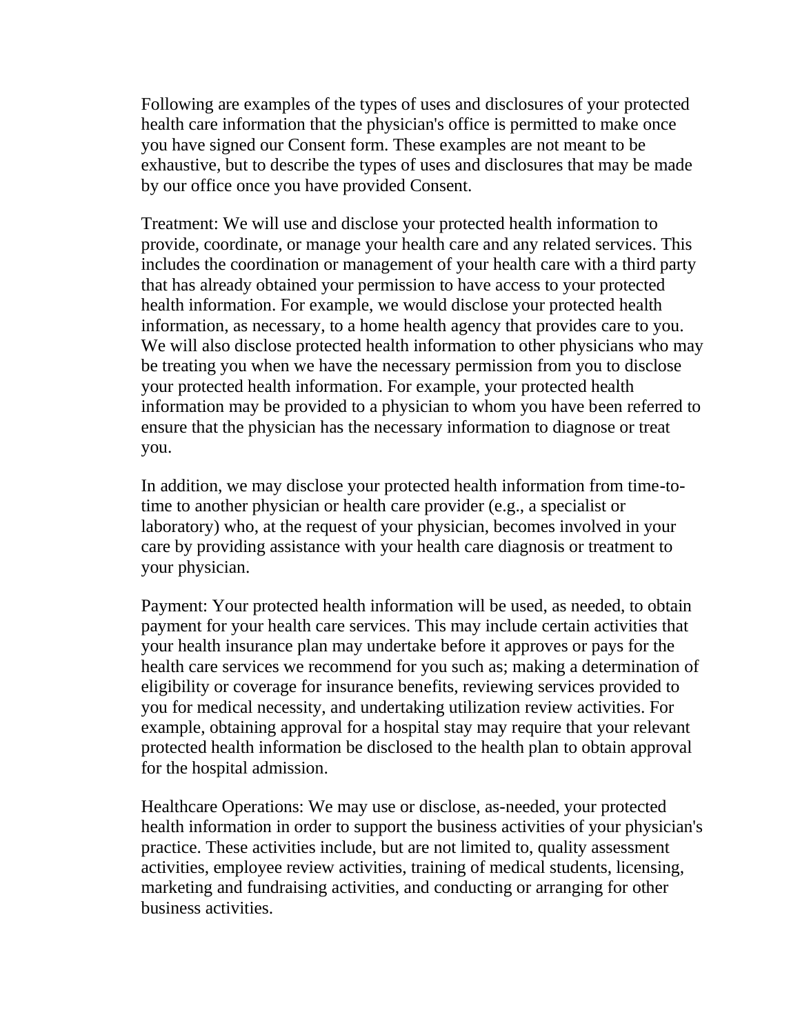Following are examples of the types of uses and disclosures of your protected health care information that the physician's office is permitted to make once you have signed our Consent form. These examples are not meant to be exhaustive, but to describe the types of uses and disclosures that may be made by our office once you have provided Consent.

Treatment: We will use and disclose your protected health information to provide, coordinate, or manage your health care and any related services. This includes the coordination or management of your health care with a third party that has already obtained your permission to have access to your protected health information. For example, we would disclose your protected health information, as necessary, to a home health agency that provides care to you. We will also disclose protected health information to other physicians who may be treating you when we have the necessary permission from you to disclose your protected health information. For example, your protected health information may be provided to a physician to whom you have been referred to ensure that the physician has the necessary information to diagnose or treat you.

In addition, we may disclose your protected health information from time-to-time to another physician or health care provider (e.g., a specialist or laboratory) who, at the request of your physician, becomes involved in your care by providing assistance with your health care diagnosis or treatment to your physician.

Payment: Your protected health information will be used, as needed, to obtain payment for your health care services. This may include certain activities that your health insurance plan may undertake before it approves or pays for the health care services we recommend for you such as; making a determination of eligibility or coverage for insurance benefits, reviewing services provided to you for medical necessity, and undertaking utilization review activities. For example, obtaining approval for a hospital stay may require that your relevant protected health information be disclosed to the health plan to obtain approval for the hospital admission.

Healthcare Operations: We may use or disclose, as-needed, your protected health information in order to support the business activities of your physician's practice. These activities include, but are not limited to, quality assessment activities, employee review activities, training of medical students, licensing, marketing and fundraising activities, and conducting or arranging for other business activities.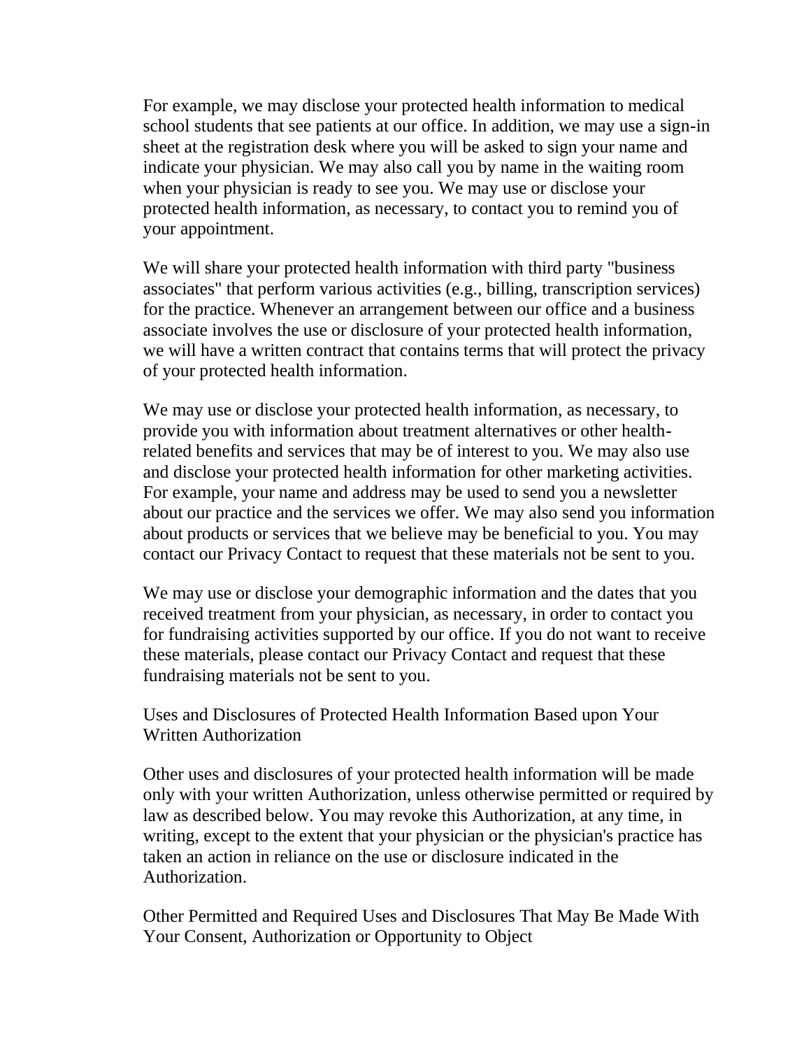For example, we may disclose your protected health information to medical school students that see patients at our office. In addition, we may use a sign-in sheet at the registration desk where you will be asked to sign your name and indicate your physician. We may also call you by name in the waiting room when your physician is ready to see you. We may use or disclose your protected health information, as necessary, to contact you to remind you of your appointment.

We will share your protected health information with third party "business associates" that perform various activities (e.g., billing, transcription services) for the practice. Whenever an arrangement between our office and a business associate involves the use or disclosure of your protected health information, we will have a written contract that contains terms that will protect the privacy of your protected health information.

We may use or disclose your protected health information, as necessary, to provide you with information about treatment alternatives or other health-related benefits and services that may be of interest to you. We may also use and disclose your protected health information for other marketing activities. For example, your name and address may be used to send you a newsletter about our practice and the services we offer. We may also send you information about products or services that we believe may be beneficial to you. You may contact our Privacy Contact to request that these materials not be sent to you.

We may use or disclose your demographic information and the dates that you received treatment from your physician, as necessary, in order to contact you for fundraising activities supported by our office. If you do not want to receive these materials, please contact our Privacy Contact and request that these fundraising materials not be sent to you.

## Uses and Disclosures of Protected Health Information Based upon Your Written Authorization

Other uses and disclosures of your protected health information will be made only with your written Authorization, unless otherwise permitted or required by law as described below. You may revoke this Authorization, at any time, in writing, except to the extent that your physician or the physician's practice has taken an action in reliance on the use or disclosure indicated in the Authorization.

## Other Permitted and Required Uses and Disclosures That May Be Made With Your Consent, Authorization or Opportunity to Object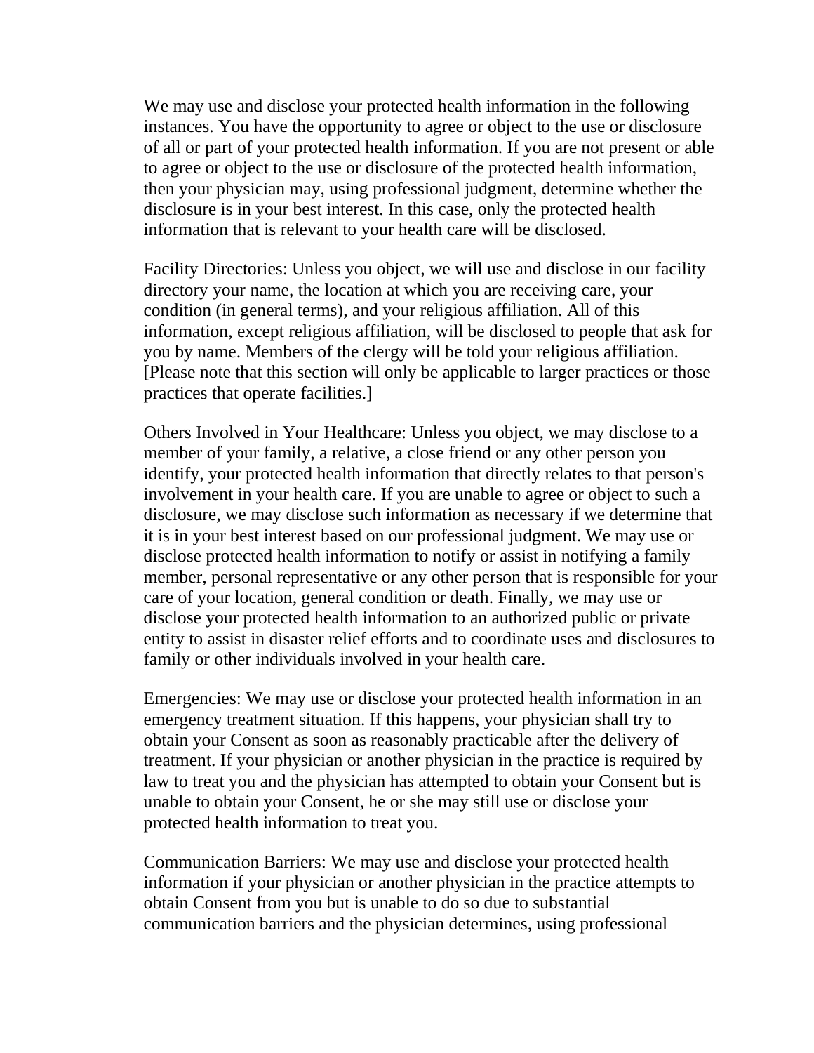We may use and disclose your protected health information in the following instances. You have the opportunity to agree or object to the use or disclosure of all or part of your protected health information. If you are not present or able to agree or object to the use or disclosure of the protected health information, then your physician may, using professional judgment, determine whether the disclosure is in your best interest. In this case, only the protected health information that is relevant to your health care will be disclosed.

Facility Directories: Unless you object, we will use and disclose in our facility directory your name, the location at which you are receiving care, your condition (in general terms), and your religious affiliation. All of this information, except religious affiliation, will be disclosed to people that ask for you by name. Members of the clergy will be told your religious affiliation. [Please note that this section will only be applicable to larger practices or those practices that operate facilities.]

Others Involved in Your Healthcare: Unless you object, we may disclose to a member of your family, a relative, a close friend or any other person you identify, your protected health information that directly relates to that person's involvement in your health care. If you are unable to agree or object to such a disclosure, we may disclose such information as necessary if we determine that it is in your best interest based on our professional judgment. We may use or disclose protected health information to notify or assist in notifying a family member, personal representative or any other person that is responsible for your care of your location, general condition or death. Finally, we may use or disclose your protected health information to an authorized public or private entity to assist in disaster relief efforts and to coordinate uses and disclosures to family or other individuals involved in your health care.

Emergencies: We may use or disclose your protected health information in an emergency treatment situation. If this happens, your physician shall try to obtain your Consent as soon as reasonably practicable after the delivery of treatment. If your physician or another physician in the practice is required by law to treat you and the physician has attempted to obtain your Consent but is unable to obtain your Consent, he or she may still use or disclose your protected health information to treat you.

Communication Barriers: We may use and disclose your protected health information if your physician or another physician in the practice attempts to obtain Consent from you but is unable to do so due to substantial communication barriers and the physician determines, using professional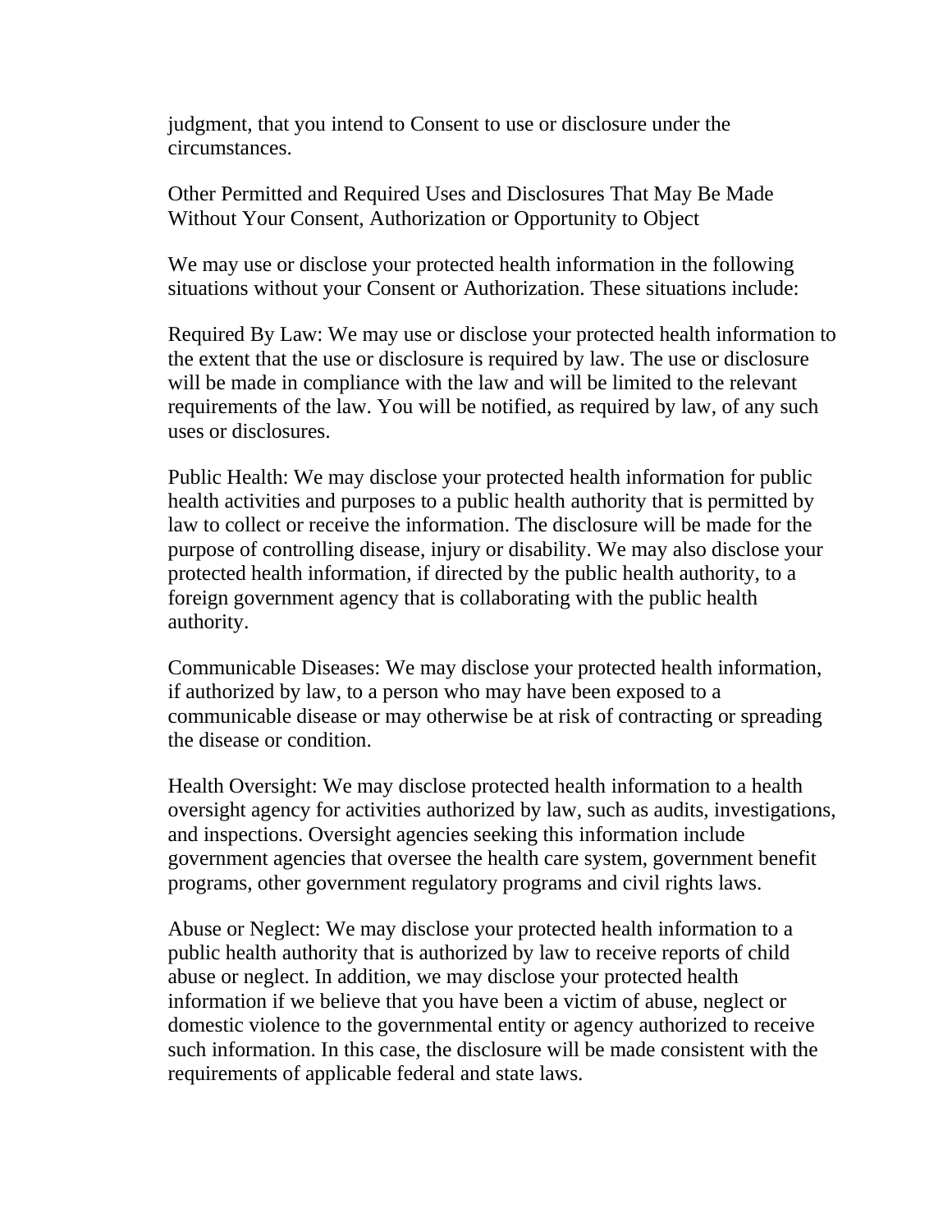judgment, that you intend to Consent to use or disclosure under the circumstances.

## Other Permitted and Required Uses and Disclosures That May Be Made Without Your Consent, Authorization or Opportunity to Object

We may use or disclose your protected health information in the following situations without your Consent or Authorization. These situations include:

Required By Law: We may use or disclose your protected health information to the extent that the use or disclosure is required by law. The use or disclosure will be made in compliance with the law and will be limited to the relevant requirements of the law. You will be notified, as required by law, of any such uses or disclosures.

Public Health: We may disclose your protected health information for public health activities and purposes to a public health authority that is permitted by law to collect or receive the information. The disclosure will be made for the purpose of controlling disease, injury or disability. We may also disclose your protected health information, if directed by the public health authority, to a foreign government agency that is collaborating with the public health authority.

Communicable Diseases: We may disclose your protected health information, if authorized by law, to a person who may have been exposed to a communicable disease or may otherwise be at risk of contracting or spreading the disease or condition.

Health Oversight: We may disclose protected health information to a health oversight agency for activities authorized by law, such as audits, investigations, and inspections. Oversight agencies seeking this information include government agencies that oversee the health care system, government benefit programs, other government regulatory programs and civil rights laws.

Abuse or Neglect: We may disclose your protected health information to a public health authority that is authorized by law to receive reports of child abuse or neglect. In addition, we may disclose your protected health information if we believe that you have been a victim of abuse, neglect or domestic violence to the governmental entity or agency authorized to receive such information. In this case, the disclosure will be made consistent with the requirements of applicable federal and state laws.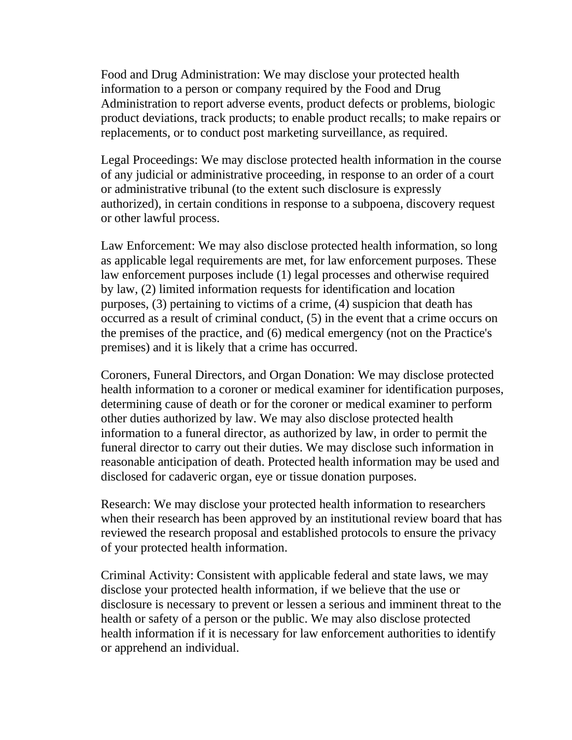Food and Drug Administration: We may disclose your protected health information to a person or company required by the Food and Drug Administration to report adverse events, product defects or problems, biologic product deviations, track products; to enable product recalls; to make repairs or replacements, or to conduct post marketing surveillance, as required.

Legal Proceedings: We may disclose protected health information in the course of any judicial or administrative proceeding, in response to an order of a court or administrative tribunal (to the extent such disclosure is expressly authorized), in certain conditions in response to a subpoena, discovery request or other lawful process.

Law Enforcement: We may also disclose protected health information, so long as applicable legal requirements are met, for law enforcement purposes. These law enforcement purposes include (1) legal processes and otherwise required by law, (2) limited information requests for identification and location purposes, (3) pertaining to victims of a crime, (4) suspicion that death has occurred as a result of criminal conduct, (5) in the event that a crime occurs on the premises of the practice, and (6) medical emergency (not on the Practice's premises) and it is likely that a crime has occurred.

Coroners, Funeral Directors, and Organ Donation: We may disclose protected health information to a coroner or medical examiner for identification purposes, determining cause of death or for the coroner or medical examiner to perform other duties authorized by law. We may also disclose protected health information to a funeral director, as authorized by law, in order to permit the funeral director to carry out their duties. We may disclose such information in reasonable anticipation of death. Protected health information may be used and disclosed for cadaveric organ, eye or tissue donation purposes.

Research: We may disclose your protected health information to researchers when their research has been approved by an institutional review board that has reviewed the research proposal and established protocols to ensure the privacy of your protected health information.

Criminal Activity: Consistent with applicable federal and state laws, we may disclose your protected health information, if we believe that the use or disclosure is necessary to prevent or lessen a serious and imminent threat to the health or safety of a person or the public. We may also disclose protected health information if it is necessary for law enforcement authorities to identify or apprehend an individual.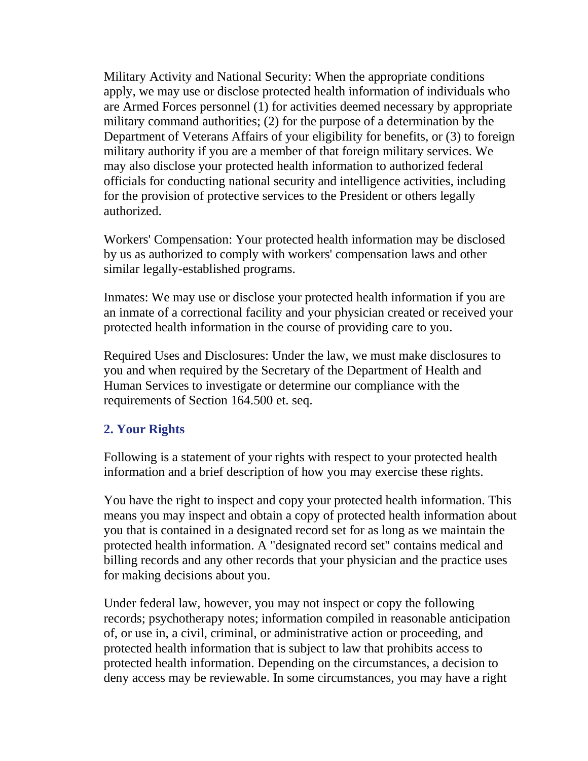Military Activity and National Security: When the appropriate conditions apply, we may use or disclose protected health information of individuals who are Armed Forces personnel (1) for activities deemed necessary by appropriate military command authorities; (2) for the purpose of a determination by the Department of Veterans Affairs of your eligibility for benefits, or (3) to foreign military authority if you are a member of that foreign military services. We may also disclose your protected health information to authorized federal officials for conducting national security and intelligence activities, including for the provision of protective services to the President or others legally authorized.

Workers' Compensation: Your protected health information may be disclosed by us as authorized to comply with workers' compensation laws and other similar legally-established programs.

Inmates: We may use or disclose your protected health information if you are an inmate of a correctional facility and your physician created or received your protected health information in the course of providing care to you.

Required Uses and Disclosures: Under the law, we must make disclosures to you and when required by the Secretary of the Department of Health and Human Services to investigate or determine our compliance with the requirements of Section 164.500 et. seq.

## 2. Your Rights

Following is a statement of your rights with respect to your protected health information and a brief description of how you may exercise these rights.

You have the right to inspect and copy your protected health information. This means you may inspect and obtain a copy of protected health information about you that is contained in a designated record set for as long as we maintain the protected health information. A "designated record set" contains medical and billing records and any other records that your physician and the practice uses for making decisions about you.

Under federal law, however, you may not inspect or copy the following records; psychotherapy notes; information compiled in reasonable anticipation of, or use in, a civil, criminal, or administrative action or proceeding, and protected health information that is subject to law that prohibits access to protected health information. Depending on the circumstances, a decision to deny access may be reviewable. In some circumstances, you may have a right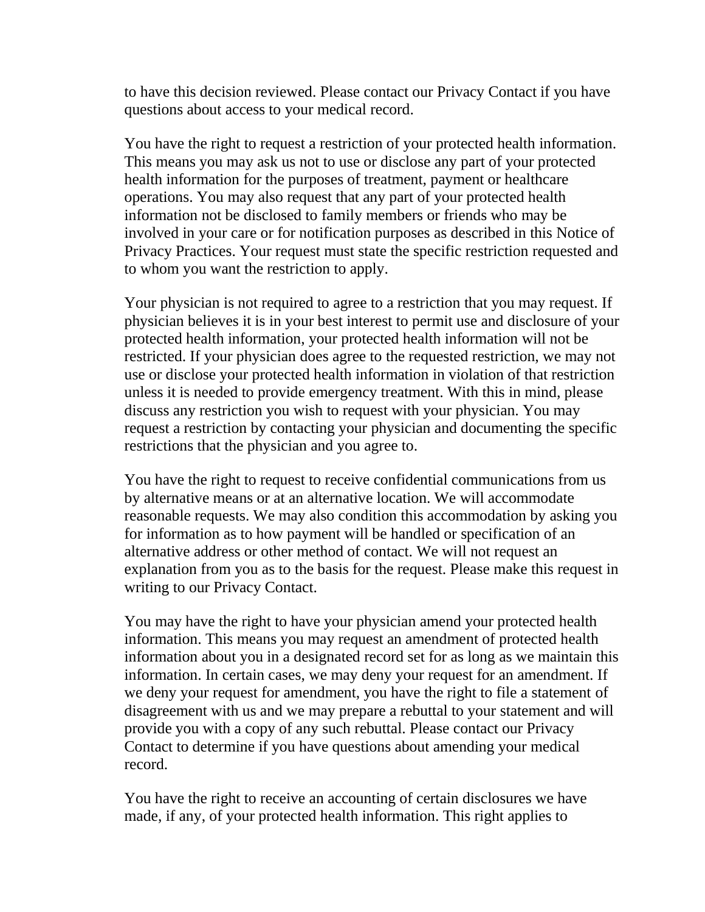to have this decision reviewed. Please contact our Privacy Contact if you have questions about access to your medical record.

You have the right to request a restriction of your protected health information. This means you may ask us not to use or disclose any part of your protected health information for the purposes of treatment, payment or healthcare operations. You may also request that any part of your protected health information not be disclosed to family members or friends who may be involved in your care or for notification purposes as described in this Notice of Privacy Practices. Your request must state the specific restriction requested and to whom you want the restriction to apply.

Your physician is not required to agree to a restriction that you may request. If physician believes it is in your best interest to permit use and disclosure of your protected health information, your protected health information will not be restricted. If your physician does agree to the requested restriction, we may not use or disclose your protected health information in violation of that restriction unless it is needed to provide emergency treatment. With this in mind, please discuss any restriction you wish to request with your physician. You may request a restriction by contacting your physician and documenting the specific restrictions that the physician and you agree to.

You have the right to request to receive confidential communications from us by alternative means or at an alternative location. We will accommodate reasonable requests. We may also condition this accommodation by asking you for information as to how payment will be handled or specification of an alternative address or other method of contact. We will not request an explanation from you as to the basis for the request. Please make this request in writing to our Privacy Contact.

You may have the right to have your physician amend your protected health information. This means you may request an amendment of protected health information about you in a designated record set for as long as we maintain this information. In certain cases, we may deny your request for an amendment. If we deny your request for amendment, you have the right to file a statement of disagreement with us and we may prepare a rebuttal to your statement and will provide you with a copy of any such rebuttal. Please contact our Privacy Contact to determine if you have questions about amending your medical record.

You have the right to receive an accounting of certain disclosures we have made, if any, of your protected health information. This right applies to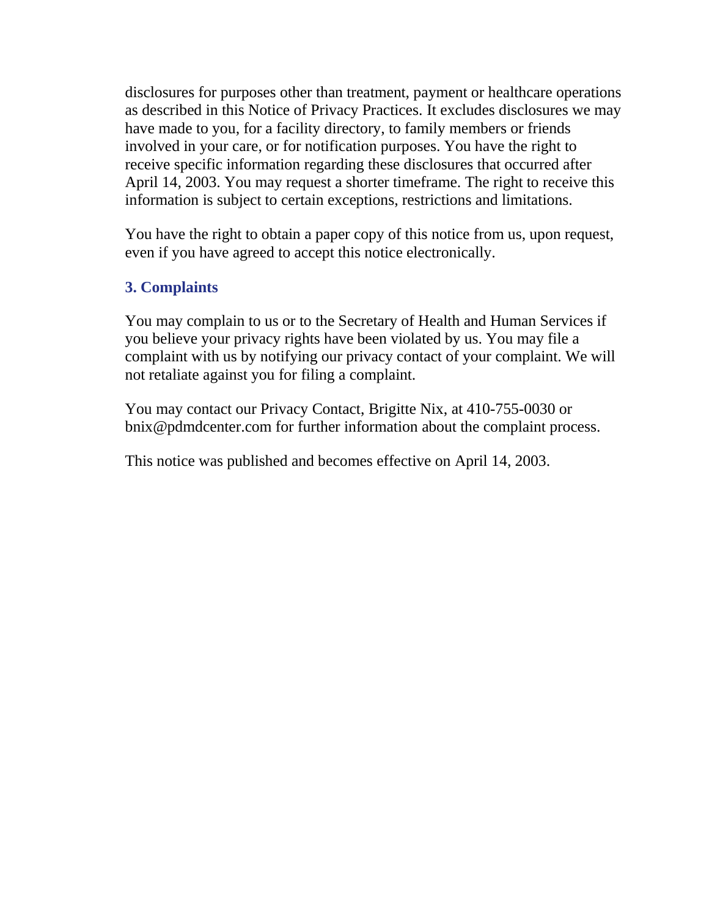disclosures for purposes other than treatment, payment or healthcare operations as described in this Notice of Privacy Practices. It excludes disclosures we may have made to you, for a facility directory, to family members or friends involved in your care, or for notification purposes. You have the right to receive specific information regarding these disclosures that occurred after April 14, 2003. You may request a shorter timeframe. The right to receive this information is subject to certain exceptions, restrictions and limitations.

You have the right to obtain a paper copy of this notice from us, upon request, even if you have agreed to accept this notice electronically.

### 3. Complaints

You may complain to us or to the Secretary of Health and Human Services if you believe your privacy rights have been violated by us. You may file a complaint with us by notifying our privacy contact of your complaint. We will not retaliate against you for filing a complaint.

You may contact our Privacy Contact, Brigitte Nix, at 410-755-0030 or bnix@pdmdcenter.com for further information about the complaint process.

This notice was published and becomes effective on April 14, 2003.